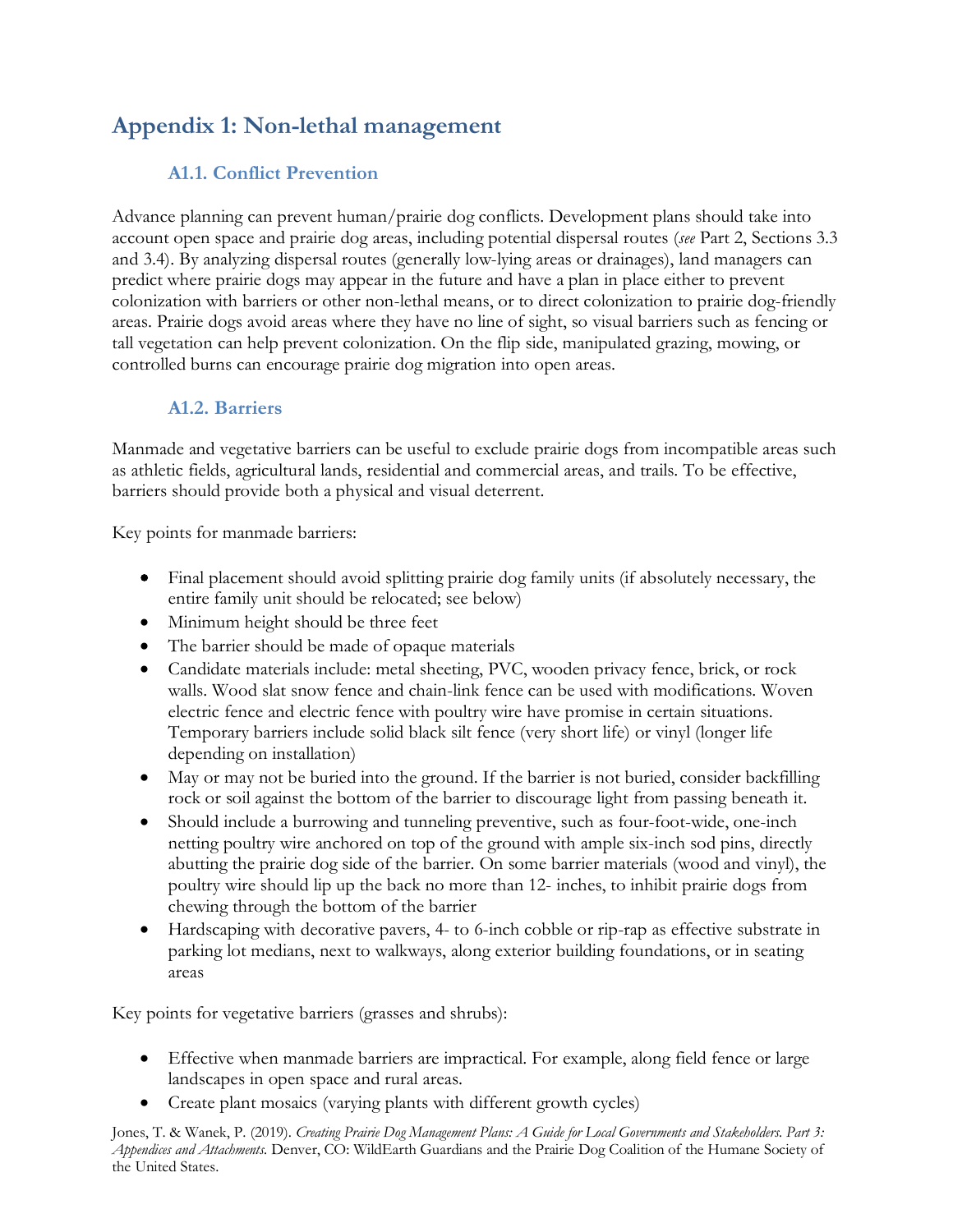# Appendix 1: Non-lethal management

## A1.1. Conflict Prevention

Advance planning can prevent human/prairie dog conflicts. Development plans should take into account open space and prairie dog areas, including potential dispersal routes (*see* Part 2, Sections 3.3 and 3.4). By analyzing dispersal routes (generally low-lying areas or drainages), land managers can predict where prairie dogs may appear in the future and have a plan in place either to prevent colonization with barriers or other non-lethal means, or to direct colonization to prairie dog-friendly areas. Prairie dogs avoid areas where they have no line of sight, so visual barriers such as fencing or tall vegetation can help prevent colonization. On the flip side, manipulated grazing, mowing, or controlled burns can encourage prairie dog migration into open areas.

## A1.2. Barriers

Manmade and vegetative barriers can be useful to exclude prairie dogs from incompatible areas such as athletic fields, agricultural lands, residential and commercial areas, and trails. To be effective, barriers should provide both a physical and visual deterrent.

Key points for manmade barriers:

- Final placement should avoid splitting prairie dog family units (if absolutely necessary, the entire family unit should be relocated; see below)
- Minimum height should be three feet
- The barrier should be made of opaque materials
- Candidate materials include: metal sheeting, PVC, wooden privacy fence, brick, or rock walls. Wood slat snow fence and chain-link fence can be used with modifications. Woven electric fence and electric fence with poultry wire have promise in certain situations. Temporary barriers include solid black silt fence (very short life) or vinyl (longer life depending on installation)
- May or may not be buried into the ground. If the barrier is not buried, consider backfilling rock or soil against the bottom of the barrier to discourage light from passing beneath it.
- Should include a burrowing and tunneling preventive, such as four-foot-wide, one-inch netting poultry wire anchored on top of the ground with ample six-inch sod pins, directly abutting the prairie dog side of the barrier. On some barrier materials (wood and vinyl), the poultry wire should lip up the back no more than 12- inches, to inhibit prairie dogs from chewing through the bottom of the barrier
- Hardscaping with decorative pavers, 4- to 6-inch cobble or rip-rap as effective substrate in parking lot medians, next to walkways, along exterior building foundations, or in seating areas

Key points for vegetative barriers (grasses and shrubs):

- Effective when manmade barriers are impractical. For example, along field fence or large landscapes in open space and rural areas.
- Create plant mosaics (varying plants with different growth cycles)

Jones, T. & Wanek, P. (2019). *Creating Prairie Dog Management Plans: A Guide for Local Governments and Stakeholders. Part 3: Appendices and Attachments.* Denver, CO: WildEarth Guardians and the Prairie Dog Coalition of the Humane Society of the United States.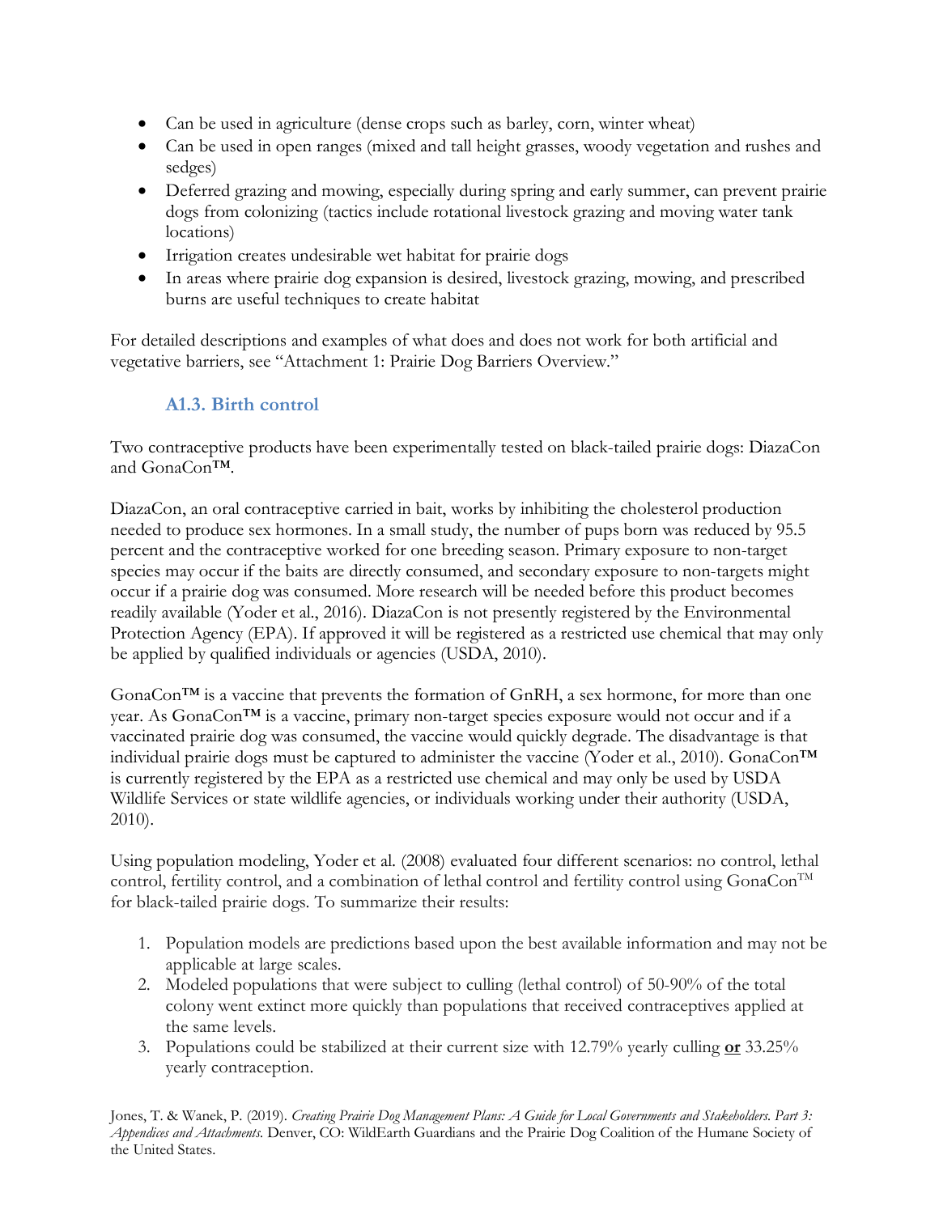- Can be used in agriculture (dense crops such as barley, corn, winter wheat)
- Can be used in open ranges (mixed and tall height grasses, woody vegetation and rushes and sedges)
- Deferred grazing and mowing, especially during spring and early summer, can prevent prairie dogs from colonizing (tactics include rotational livestock grazing and moving water tank locations)
- Irrigation creates undesirable wet habitat for prairie dogs
- In areas where prairie dog expansion is desired, livestock grazing, mowing, and prescribed burns are useful techniques to create habitat

For detailed descriptions and examples of what does and does not work for both artificial and vegetative barriers, see "Attachment 1: Prairie Dog Barriers Overview."

### A1.3. Birth control

Two contraceptive products have been experimentally tested on black-tailed prairie dogs: DiazaCon and GonaCon™.

DiazaCon, an oral contraceptive carried in bait, works by inhibiting the cholesterol production needed to produce sex hormones. In a small study, the number of pups born was reduced by 95.5 percent and the contraceptive worked for one breeding season. Primary exposure to non-target species may occur if the baits are directly consumed, and secondary exposure to non-targets might occur if a prairie dog was consumed. More research will be needed before this product becomes readily available (Yoder et al., 2016). DiazaCon is not presently registered by the Environmental Protection Agency (EPA). If approved it will be registered as a restricted use chemical that may only be applied by qualified individuals or agencies (USDA, 2010).

GonaCon™ is a vaccine that prevents the formation of GnRH, a sex hormone, for more than one year. As GonaCon™ is a vaccine, primary non-target species exposure would not occur and if a vaccinated prairie dog was consumed, the vaccine would quickly degrade. The disadvantage is that individual prairie dogs must be captured to administer the vaccine (Yoder et al., 2010). GonaCon™ is currently registered by the EPA as a restricted use chemical and may only be used by USDA Wildlife Services or state wildlife agencies, or individuals working under their authority (USDA, 2010).

Using population modeling, Yoder et al. (2008) evaluated four different scenarios: no control, lethal control, fertility control, and a combination of lethal control and fertility control using GonaCon™ for black-tailed prairie dogs. To summarize their results:

1. Population models are predictions based upon the best available information and may not be applicable at large scales.
2. Modeled populations that were subject to culling (lethal control) of 50-90% of the total colony went extinct more quickly than populations that received contraceptives applied at the same levels.
3. Populations could be stabilized at their current size with 12.79% yearly culling **or** 33.25% yearly contraception.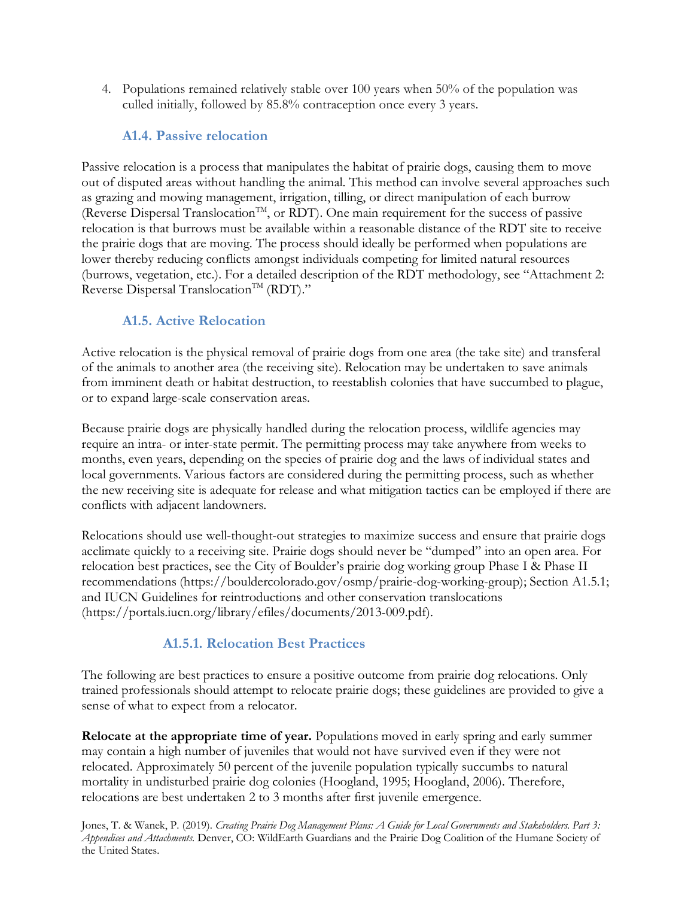4. Populations remained relatively stable over 100 years when 50% of the population was culled initially, followed by 85.8% contraception once every 3 years.

### A1.4. Passive relocation

Passive relocation is a process that manipulates the habitat of prairie dogs, causing them to move out of disputed areas without handling the animal. This method can involve several approaches such as grazing and mowing management, irrigation, tilling, or direct manipulation of each burrow (Reverse Dispersal Translocation™, or RDT). One main requirement for the success of passive relocation is that burrows must be available within a reasonable distance of the RDT site to receive the prairie dogs that are moving. The process should ideally be performed when populations are lower thereby reducing conflicts amongst individuals competing for limited natural resources (burrows, vegetation, etc.). For a detailed description of the RDT methodology, see "Attachment 2: Reverse Dispersal Translocation™ (RDT)."

### A1.5. Active Relocation

Active relocation is the physical removal of prairie dogs from one area (the take site) and transferal of the animals to another area (the receiving site). Relocation may be undertaken to save animals from imminent death or habitat destruction, to reestablish colonies that have succumbed to plague, or to expand large-scale conservation areas.

Because prairie dogs are physically handled during the relocation process, wildlife agencies may require an intra- or inter-state permit. The permitting process may take anywhere from weeks to months, even years, depending on the species of prairie dog and the laws of individual states and local governments. Various factors are considered during the permitting process, such as whether the new receiving site is adequate for release and what mitigation tactics can be employed if there are conflicts with adjacent landowners.

Relocations should use well-thought-out strategies to maximize success and ensure that prairie dogs acclimate quickly to a receiving site. Prairie dogs should never be "dumped" into an open area. For relocation best practices, see the City of Boulder's prairie dog working group Phase I & Phase II recommendations (https://bouldercolorado.gov/osmp/prairie-dog-working-group); Section A1.5.1; and IUCN Guidelines for reintroductions and other conservation translocations (https://portals.iucn.org/library/efiles/documents/2013-009.pdf).

#### A1.5.1. Relocation Best Practices

The following are best practices to ensure a positive outcome from prairie dog relocations. Only trained professionals should attempt to relocate prairie dogs; these guidelines are provided to give a sense of what to expect from a relocator.

**Relocate at the appropriate time of year.** Populations moved in early spring and early summer may contain a high number of juveniles that would not have survived even if they were not relocated. Approximately 50 percent of the juvenile population typically succumbs to natural mortality in undisturbed prairie dog colonies (Hoogland, 1995; Hoogland, 2006). Therefore, relocations are best undertaken 2 to 3 months after first juvenile emergence.

Jones, T. & Wanek, P. (2019). *Creating Prairie Dog Management Plans: A Guide for Local Governments and Stakeholders. Part 3: Appendices and Attachments.* Denver, CO: WildEarth Guardians and the Prairie Dog Coalition of the Humane Society of the United States.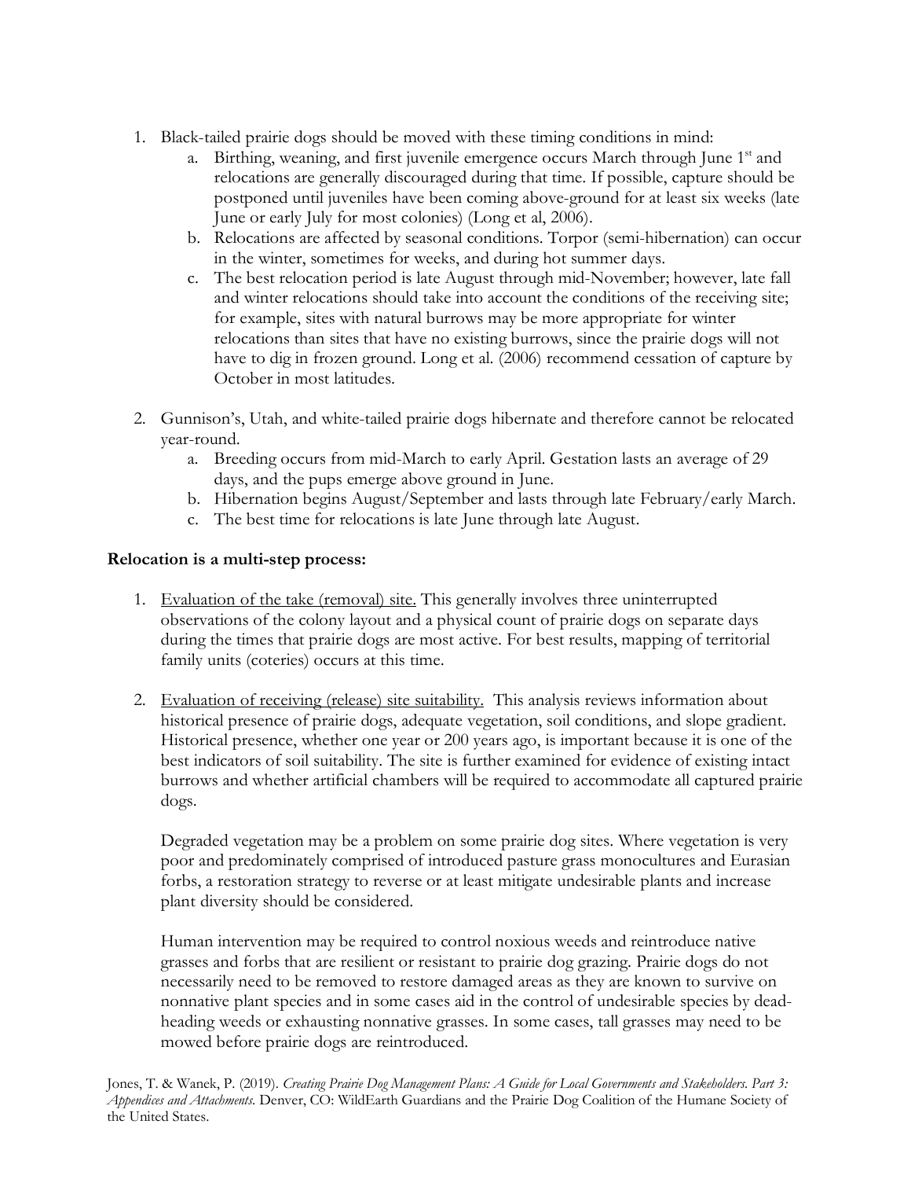1. Black-tailed prairie dogs should be moved with these timing conditions in mind:
   a. Birthing, weaning, and first juvenile emergence occurs March through June 1st and relocations are generally discouraged during that time. If possible, capture should be postponed until juveniles have been coming above-ground for at least six weeks (late June or early July for most colonies) (Long et al, 2006).
   b. Relocations are affected by seasonal conditions. Torpor (semi-hibernation) can occur in the winter, sometimes for weeks, and during hot summer days.
   c. The best relocation period is late August through mid-November; however, late fall and winter relocations should take into account the conditions of the receiving site; for example, sites with natural burrows may be more appropriate for winter relocations than sites that have no existing burrows, since the prairie dogs will not have to dig in frozen ground. Long et al. (2006) recommend cessation of capture by October in most latitudes.

2. Gunnison's, Utah, and white-tailed prairie dogs hibernate and therefore cannot be relocated year-round.
   a. Breeding occurs from mid-March to early April. Gestation lasts an average of 29 days, and the pups emerge above ground in June.
   b. Hibernation begins August/September and lasts through late February/early March.
   c. The best time for relocations is late June through late August.

**Relocation is a multi-step process:**

1. <u>Evaluation of the take (removal) site.</u> This generally involves three uninterrupted observations of the colony layout and a physical count of prairie dogs on separate days during the times that prairie dogs are most active. For best results, mapping of territorial family units (coteries) occurs at this time.

2. <u>Evaluation of receiving (release) site suitability.</u> This analysis reviews information about historical presence of prairie dogs, adequate vegetation, soil conditions, and slope gradient. Historical presence, whether one year or 200 years ago, is important because it is one of the best indicators of soil suitability. The site is further examined for evidence of existing intact burrows and whether artificial chambers will be required to accommodate all captured prairie dogs.

   Degraded vegetation may be a problem on some prairie dog sites. Where vegetation is very poor and predominately comprised of introduced pasture grass monocultures and Eurasian forbs, a restoration strategy to reverse or at least mitigate undesirable plants and increase plant diversity should be considered.

   Human intervention may be required to control noxious weeds and reintroduce native grasses and forbs that are resilient or resistant to prairie dog grazing. Prairie dogs do not necessarily need to be removed to restore damaged areas as they are known to survive on nonnative plant species and in some cases aid in the control of undesirable species by dead-heading weeds or exhausting nonnative grasses. In some cases, tall grasses may need to be mowed before prairie dogs are reintroduced.

Jones, T. & Wanek, P. (2019). *Creating Prairie Dog Management Plans: A Guide for Local Governments and Stakeholders. Part 3: Appendices and Attachments.* Denver, CO: WildEarth Guardians and the Prairie Dog Coalition of the Humane Society of the United States.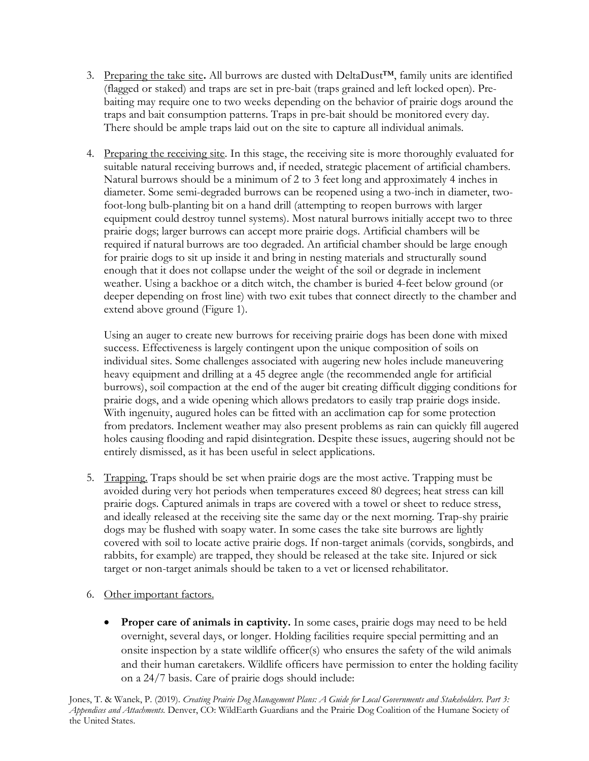3. Preparing the take site**.** All burrows are dusted with DeltaDust™, family units are identified (flagged or staked) and traps are set in pre-bait (traps grained and left locked open). Pre-baiting may require one to two weeks depending on the behavior of prairie dogs around the traps and bait consumption patterns. Traps in pre-bait should be monitored every day. There should be ample traps laid out on the site to capture all individual animals.

4. Preparing the receiving site. In this stage, the receiving site is more thoroughly evaluated for suitable natural receiving burrows and, if needed, strategic placement of artificial chambers. Natural burrows should be a minimum of 2 to 3 feet long and approximately 4 inches in diameter. Some semi-degraded burrows can be reopened using a two-inch in diameter, two-foot-long bulb-planting bit on a hand drill (attempting to reopen burrows with larger equipment could destroy tunnel systems). Most natural burrows initially accept two to three prairie dogs; larger burrows can accept more prairie dogs. Artificial chambers will be required if natural burrows are too degraded. An artificial chamber should be large enough for prairie dogs to sit up inside it and bring in nesting materials and structurally sound enough that it does not collapse under the weight of the soil or degrade in inclement weather. Using a backhoe or a ditch witch, the chamber is buried 4-feet below ground (or deeper depending on frost line) with two exit tubes that connect directly to the chamber and extend above ground (Figure 1).

   Using an auger to create new burrows for receiving prairie dogs has been done with mixed success. Effectiveness is largely contingent upon the unique composition of soils on individual sites. Some challenges associated with augering new holes include maneuvering heavy equipment and drilling at a 45 degree angle (the recommended angle for artificial burrows), soil compaction at the end of the auger bit creating difficult digging conditions for prairie dogs, and a wide opening which allows predators to easily trap prairie dogs inside. With ingenuity, augured holes can be fitted with an acclimation cap for some protection from predators. Inclement weather may also present problems as rain can quickly fill augered holes causing flooding and rapid disintegration. Despite these issues, augering should not be entirely dismissed, as it has been useful in select applications.

5. Trapping. Traps should be set when prairie dogs are the most active. Trapping must be avoided during very hot periods when temperatures exceed 80 degrees; heat stress can kill prairie dogs. Captured animals in traps are covered with a towel or sheet to reduce stress, and ideally released at the receiving site the same day or the next morning. Trap-shy prairie dogs may be flushed with soapy water. In some cases the take site burrows are lightly covered with soil to locate active prairie dogs. If non-target animals (corvids, songbirds, and rabbits, for example) are trapped, they should be released at the take site. Injured or sick target or non-target animals should be taken to a vet or licensed rehabilitator.

6. Other important factors.

   - **Proper care of animals in captivity.** In some cases, prairie dogs may need to be held overnight, several days, or longer. Holding facilities require special permitting and an onsite inspection by a state wildlife officer(s) who ensures the safety of the wild animals and their human caretakers. Wildlife officers have permission to enter the holding facility on a 24/7 basis. Care of prairie dogs should include:

Jones, T. & Wanek, P. (2019). *Creating Prairie Dog Management Plans: A Guide for Local Governments and Stakeholders. Part 3: Appendices and Attachments.* Denver, CO: WildEarth Guardians and the Prairie Dog Coalition of the Humane Society of the United States.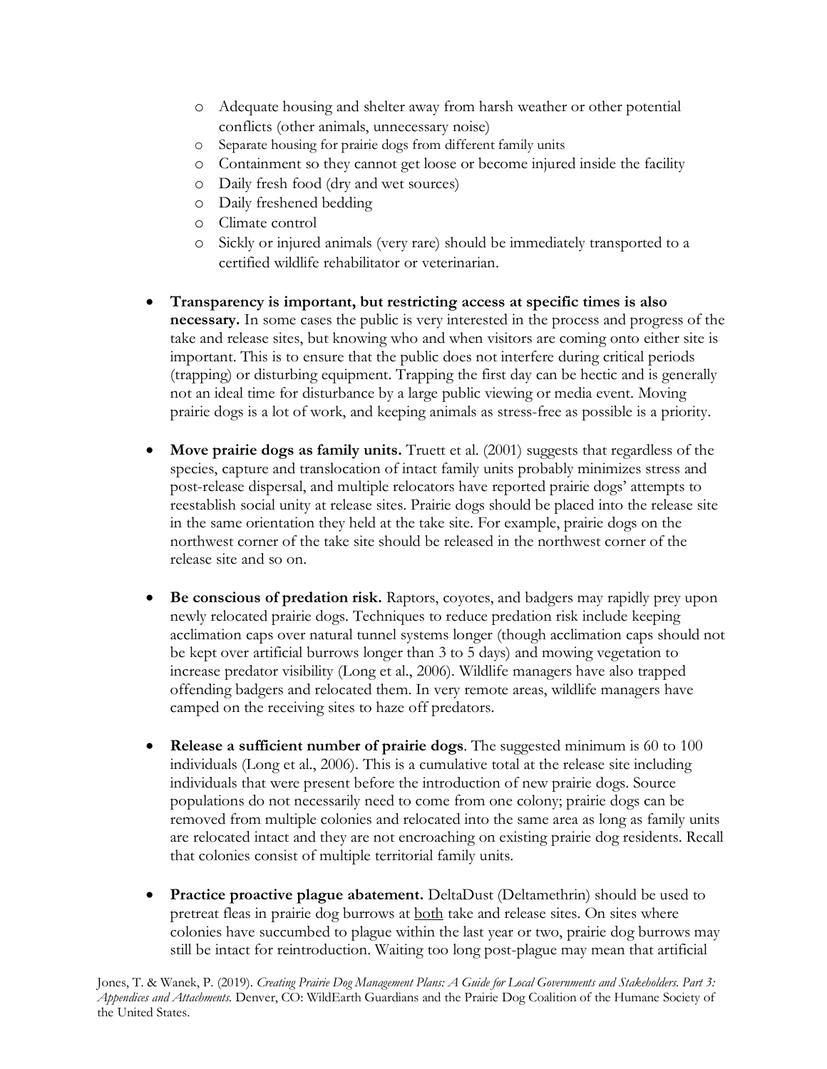- Adequate housing and shelter away from harsh weather or other potential conflicts (other animals, unnecessary noise)
  - Separate housing for prairie dogs from different family units
  - Containment so they cannot get loose or become injured inside the facility
  - Daily fresh food (dry and wet sources)
  - Daily freshened bedding
  - Climate control
  - Sickly or injured animals (very rare) should be immediately transported to a certified wildlife rehabilitator or veterinarian.

- **Transparency is important, but restricting access at specific times is also necessary.** In some cases the public is very interested in the process and progress of the take and release sites, but knowing who and when visitors are coming onto either site is important. This is to ensure that the public does not interfere during critical periods (trapping) or disturbing equipment. Trapping the first day can be hectic and is generally not an ideal time for disturbance by a large public viewing or media event. Moving prairie dogs is a lot of work, and keeping animals as stress-free as possible is a priority.

- **Move prairie dogs as family units.** Truett et al. (2001) suggests that regardless of the species, capture and translocation of intact family units probably minimizes stress and post-release dispersal, and multiple relocators have reported prairie dogs' attempts to reestablish social unity at release sites. Prairie dogs should be placed into the release site in the same orientation they held at the take site. For example, prairie dogs on the northwest corner of the take site should be released in the northwest corner of the release site and so on.

- **Be conscious of predation risk.** Raptors, coyotes, and badgers may rapidly prey upon newly relocated prairie dogs. Techniques to reduce predation risk include keeping acclimation caps over natural tunnel systems longer (though acclimation caps should not be kept over artificial burrows longer than 3 to 5 days) and mowing vegetation to increase predator visibility (Long et al., 2006). Wildlife managers have also trapped offending badgers and relocated them. In very remote areas, wildlife managers have camped on the receiving sites to haze off predators.

- **Release a sufficient number of prairie dogs**. The suggested minimum is 60 to 100 individuals (Long et al., 2006). This is a cumulative total at the release site including individuals that were present before the introduction of new prairie dogs. Source populations do not necessarily need to come from one colony; prairie dogs can be removed from multiple colonies and relocated into the same area as long as family units are relocated intact and they are not encroaching on existing prairie dog residents. Recall that colonies consist of multiple territorial family units.

- **Practice proactive plague abatement.** DeltaDust (Deltamethrin) should be used to pretreat fleas in prairie dog burrows at both take and release sites. On sites where colonies have succumbed to plague within the last year or two, prairie dog burrows may still be intact for reintroduction. Waiting too long post-plague may mean that artificial

Jones, T. & Wanek, P. (2019). *Creating Prairie Dog Management Plans: A Guide for Local Governments and Stakeholders. Part 3: Appendices and Attachments.* Denver, CO: WildEarth Guardians and the Prairie Dog Coalition of the Humane Society of the United States.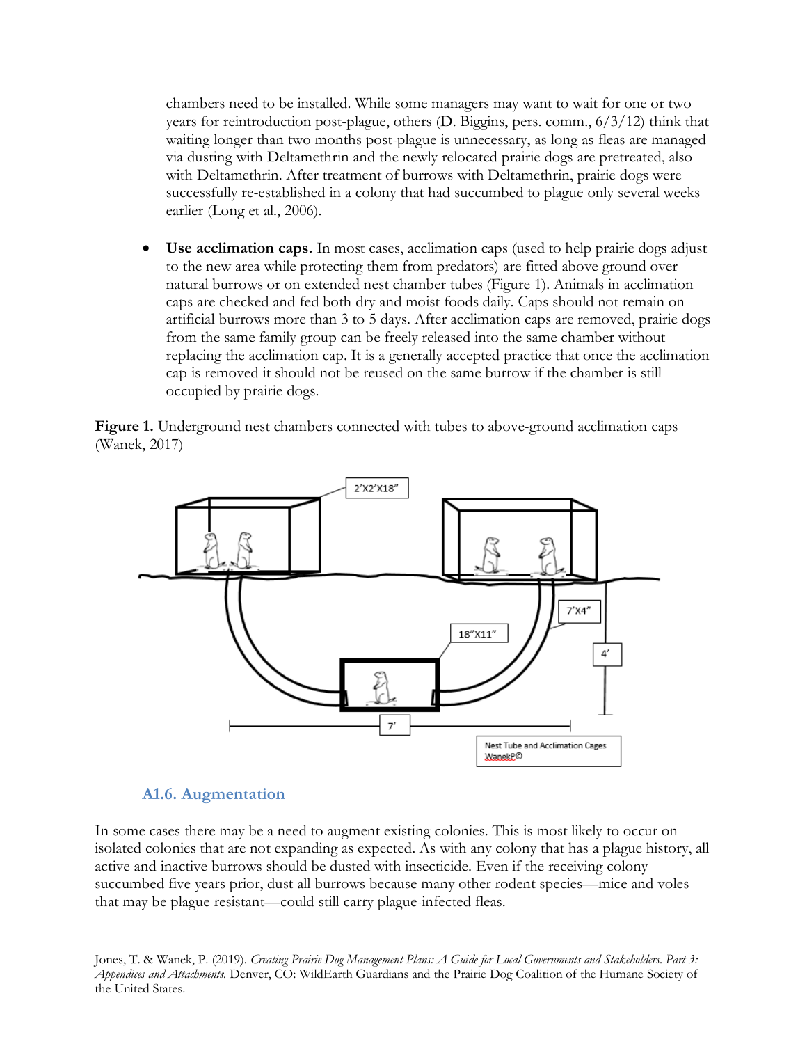chambers need to be installed. While some managers may want to wait for one or two years for reintroduction post-plague, others (D. Biggins, pers. comm., 6/3/12) think that waiting longer than two months post-plague is unnecessary, as long as fleas are managed via dusting with Deltamethrin and the newly relocated prairie dogs are pretreated, also with Deltamethrin. After treatment of burrows with Deltamethrin, prairie dogs were successfully re-established in a colony that had succumbed to plague only several weeks earlier (Long et al., 2006).

- **Use acclimation caps.** In most cases, acclimation caps (used to help prairie dogs adjust to the new area while protecting them from predators) are fitted above ground over natural burrows or on extended nest chamber tubes (Figure 1). Animals in acclimation caps are checked and fed both dry and moist foods daily. Caps should not remain on artificial burrows more than 3 to 5 days. After acclimation caps are removed, prairie dogs from the same family group can be freely released into the same chamber without replacing the acclimation cap. It is a generally accepted practice that once the acclimation cap is removed it should not be reused on the same burrow if the chamber is still occupied by prairie dogs.

**Figure 1.** Underground nest chambers connected with tubes to above-ground acclimation caps (Wanek, 2017)

### A1.6. Augmentation

In some cases there may be a need to augment existing colonies. This is most likely to occur on isolated colonies that are not expanding as expected. As with any colony that has a plague history, all active and inactive burrows should be dusted with insecticide. Even if the receiving colony succumbed five years prior, dust all burrows because many other rodent species—mice and voles that may be plague resistant—could still carry plague-infected fleas.

Jones, T. & Wanek, P. (2019). *Creating Prairie Dog Management Plans: A Guide for Local Governments and Stakeholders. Part 3: Appendices and Attachments.* Denver, CO: WildEarth Guardians and the Prairie Dog Coalition of the Humane Society of the United States.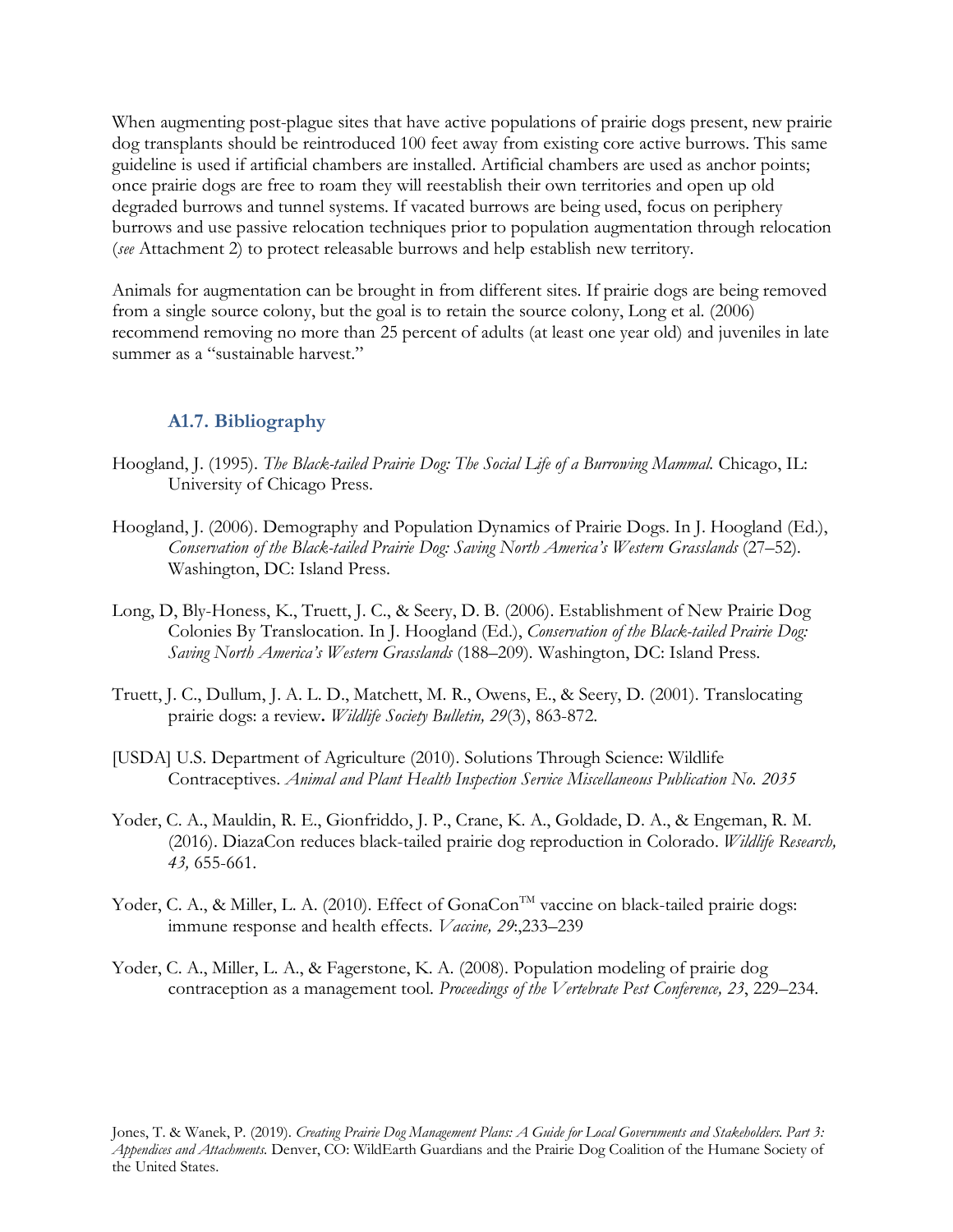When augmenting post-plague sites that have active populations of prairie dogs present, new prairie dog transplants should be reintroduced 100 feet away from existing core active burrows. This same guideline is used if artificial chambers are installed. Artificial chambers are used as anchor points; once prairie dogs are free to roam they will reestablish their own territories and open up old degraded burrows and tunnel systems. If vacated burrows are being used, focus on periphery burrows and use passive relocation techniques prior to population augmentation through relocation (*see* Attachment 2) to protect releasable burrows and help establish new territory.

Animals for augmentation can be brought in from different sites. If prairie dogs are being removed from a single source colony, but the goal is to retain the source colony, Long et al. (2006) recommend removing no more than 25 percent of adults (at least one year old) and juveniles in late summer as a "sustainable harvest."

### A1.7. Bibliography

Hoogland, J. (1995). *The Black-tailed Prairie Dog: The Social Life of a Burrowing Mammal.* Chicago, IL: University of Chicago Press.

Hoogland, J. (2006). Demography and Population Dynamics of Prairie Dogs. In J. Hoogland (Ed.), *Conservation of the Black-tailed Prairie Dog: Saving North America's Western Grasslands* (27–52). Washington, DC: Island Press.

Long, D, Bly-Honess, K., Truett, J. C., & Seery, D. B. (2006). Establishment of New Prairie Dog Colonies By Translocation. In J. Hoogland (Ed.), *Conservation of the Black-tailed Prairie Dog: Saving North America's Western Grasslands* (188–209). Washington, DC: Island Press.

Truett, J. C., Dullum, J. A. L. D., Matchett, M. R., Owens, E., & Seery, D. (2001). Translocating prairie dogs: a review**.** *Wildlife Society Bulletin, 29*(3), 863-872.

[USDA] U.S. Department of Agriculture (2010). Solutions Through Science: Wildlife Contraceptives. *Animal and Plant Health Inspection Service Miscellaneous Publication No. 2035*

Yoder, C. A., Mauldin, R. E., Gionfriddo, J. P., Crane, K. A., Goldade, D. A., & Engeman, R. M. (2016). DiazaCon reduces black-tailed prairie dog reproduction in Colorado. *Wildlife Research, 43,* 655-661.

Yoder, C. A., & Miller, L. A. (2010). Effect of GonaCon™ vaccine on black-tailed prairie dogs: immune response and health effects. *Vaccine, 29*:,233–239

Yoder, C. A., Miller, L. A., & Fagerstone, K. A. (2008). Population modeling of prairie dog contraception as a management tool. *Proceedings of the Vertebrate Pest Conference, 23*, 229–234.